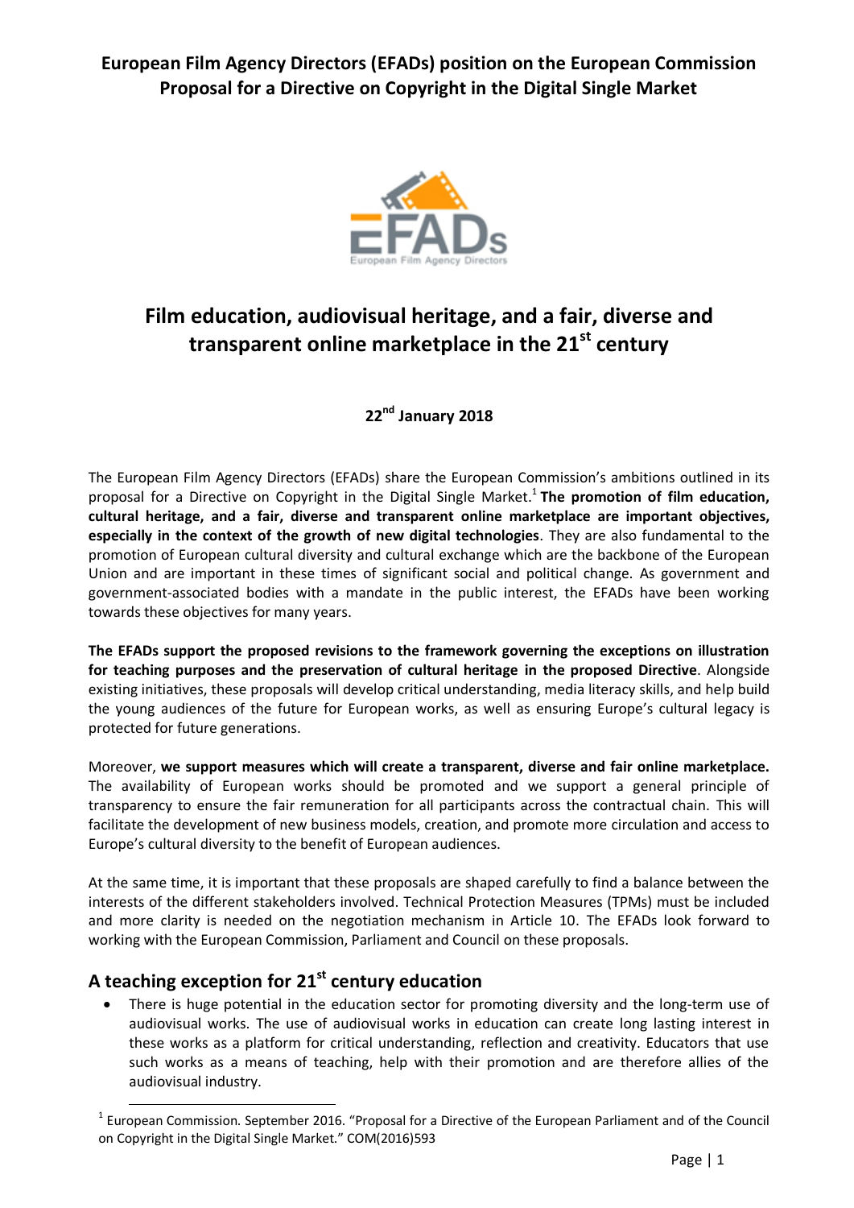# European Film Agency Directors (EFADs) position on the European Commission Proposal for a Directive on Copyright in the Digital Single Market

## Film education, audiovisual heritage, and a fair, diverse and transparent online marketplace in the 21st century

**22nd January 2018**

The European Film Agency Directors (EFADs) share the European Commission's ambitions outlined in its proposal for a Directive on Copyright in the Digital Single Market.[1] **The promotion of film education, cultural heritage, and a fair, diverse and transparent online marketplace are important objectives, especially in the context of the growth of new digital technologies**. They are also fundamental to the promotion of European cultural diversity and cultural exchange which are the backbone of the European Union and are important in these times of significant social and political change. As government and government-associated bodies with a mandate in the public interest, the EFADs have been working towards these objectives for many years.

**The EFADs support the proposed revisions to the framework governing the exceptions on illustration for teaching purposes and the preservation of cultural heritage in the proposed Directive**. Alongside existing initiatives, these proposals will develop critical understanding, media literacy skills, and help build the young audiences of the future for European works, as well as ensuring Europe's cultural legacy is protected for future generations.

Moreover, **we support measures which will create a transparent, diverse and fair online marketplace.** The availability of European works should be promoted and we support a general principle of transparency to ensure the fair remuneration for all participants across the contractual chain. This will facilitate the development of new business models, creation, and promote more circulation and access to Europe's cultural diversity to the benefit of European audiences.

At the same time, it is important that these proposals are shaped carefully to find a balance between the interests of the different stakeholders involved. Technical Protection Measures (TPMs) must be included and more clarity is needed on the negotiation mechanism in Article 10. The EFADs look forward to working with the European Commission, Parliament and Council on these proposals.

## A teaching exception for 21st century education

- There is huge potential in the education sector for promoting diversity and the long-term use of audiovisual works. The use of audiovisual works in education can create long lasting interest in these works as a platform for critical understanding, reflection and creativity. Educators that use such works as a means of teaching, help with their promotion and are therefore allies of the audiovisual industry.

[1] European Commission. September 2016. "Proposal for a Directive of the European Parliament and of the Council on Copyright in the Digital Single Market." COM(2016)593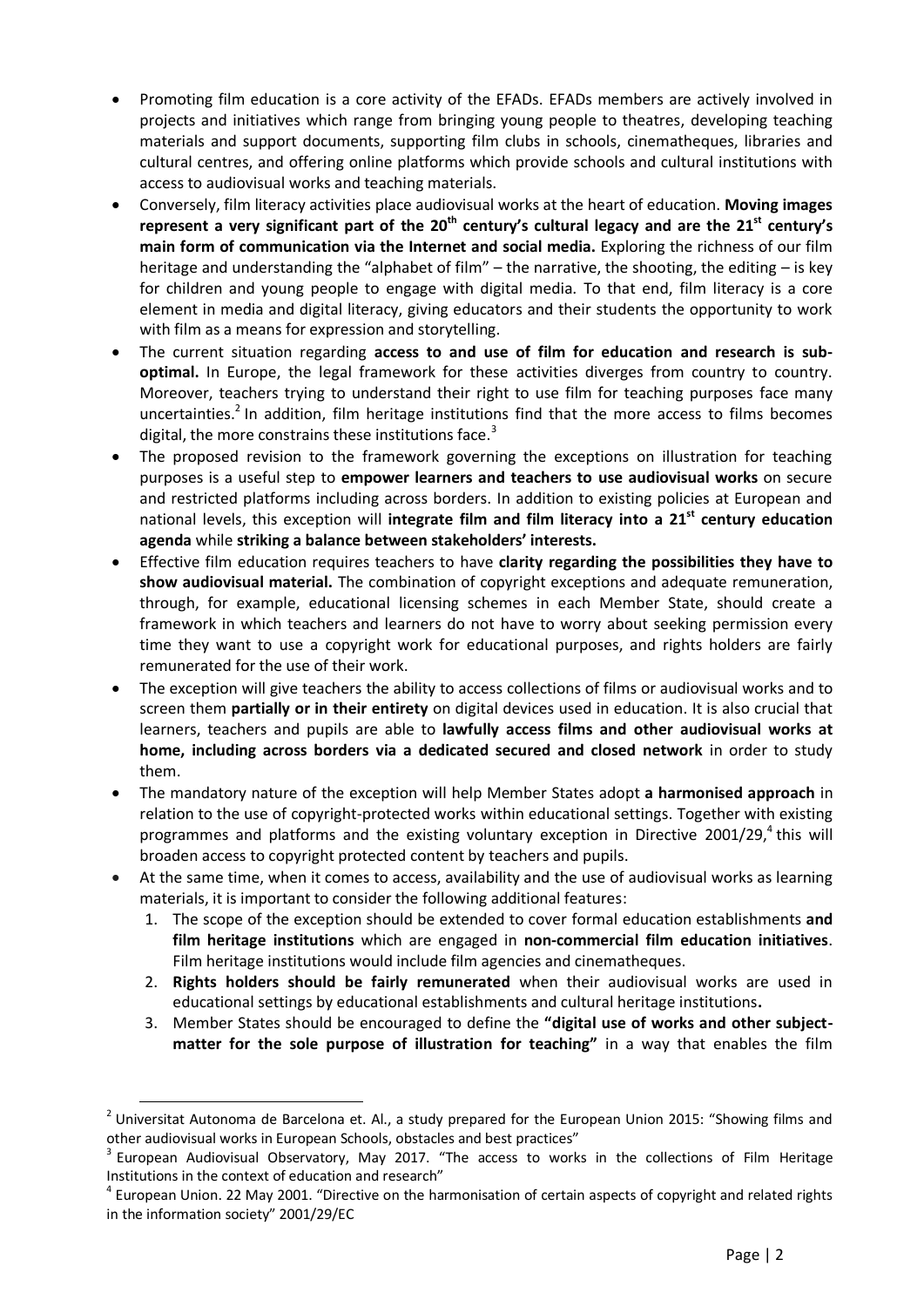- Promoting film education is a core activity of the EFADs. EFADs members are actively involved in projects and initiatives which range from bringing young people to theatres, developing teaching materials and support documents, supporting film clubs in schools, cinematheques, libraries and cultural centres, and offering online platforms which provide schools and cultural institutions with access to audiovisual works and teaching materials.
- Conversely, film literacy activities place audiovisual works at the heart of education. **Moving images represent a very significant part of the 20th century's cultural legacy and are the 21st century's main form of communication via the Internet and social media.** Exploring the richness of our film heritage and understanding the "alphabet of film" – the narrative, the shooting, the editing – is key for children and young people to engage with digital media. To that end, film literacy is a core element in media and digital literacy, giving educators and their students the opportunity to work with film as a means for expression and storytelling.
- The current situation regarding **access to and use of film for education and research is sub-optimal.** In Europe, the legal framework for these activities diverges from country to country. Moreover, teachers trying to understand their right to use film for teaching purposes face many uncertainties.[2] In addition, film heritage institutions find that the more access to films becomes digital, the more constrains these institutions face.[3]
- The proposed revision to the framework governing the exceptions on illustration for teaching purposes is a useful step to **empower learners and teachers to use audiovisual works** on secure and restricted platforms including across borders. In addition to existing policies at European and national levels, this exception will **integrate film and film literacy into a 21st century education agenda** while **striking a balance between stakeholders' interests.**
- Effective film education requires teachers to have **clarity regarding the possibilities they have to show audiovisual material.** The combination of copyright exceptions and adequate remuneration, through, for example, educational licensing schemes in each Member State, should create a framework in which teachers and learners do not have to worry about seeking permission every time they want to use a copyright work for educational purposes, and rights holders are fairly remunerated for the use of their work.
- The exception will give teachers the ability to access collections of films or audiovisual works and to screen them **partially or in their entirety** on digital devices used in education. It is also crucial that learners, teachers and pupils are able to **lawfully access films and other audiovisual works at home, including across borders via a dedicated secured and closed network** in order to study them.
- The mandatory nature of the exception will help Member States adopt **a harmonised approach** in relation to the use of copyright-protected works within educational settings. Together with existing programmes and platforms and the existing voluntary exception in Directive 2001/29,[4] this will broaden access to copyright protected content by teachers and pupils.
- At the same time, when it comes to access, availability and the use of audiovisual works as learning materials, it is important to consider the following additional features:
  1. The scope of the exception should be extended to cover formal education establishments **and film heritage institutions** which are engaged in **non-commercial film education initiatives**. Film heritage institutions would include film agencies and cinematheques.
  2. **Rights holders should be fairly remunerated** when their audiovisual works are used in educational settings by educational establishments and cultural heritage institutions**.**
  3. Member States should be encouraged to define the **"digital use of works and other subject-matter for the sole purpose of illustration for teaching"** in a way that enables the film

---

[2] Universitat Autonoma de Barcelona et. Al., a study prepared for the European Union 2015: "Showing films and other audiovisual works in European Schools, obstacles and best practices"

[3] European Audiovisual Observatory, May 2017. "The access to works in the collections of Film Heritage Institutions in the context of education and research"

[4] European Union. 22 May 2001. "Directive on the harmonisation of certain aspects of copyright and related rights in the information society" 2001/29/EC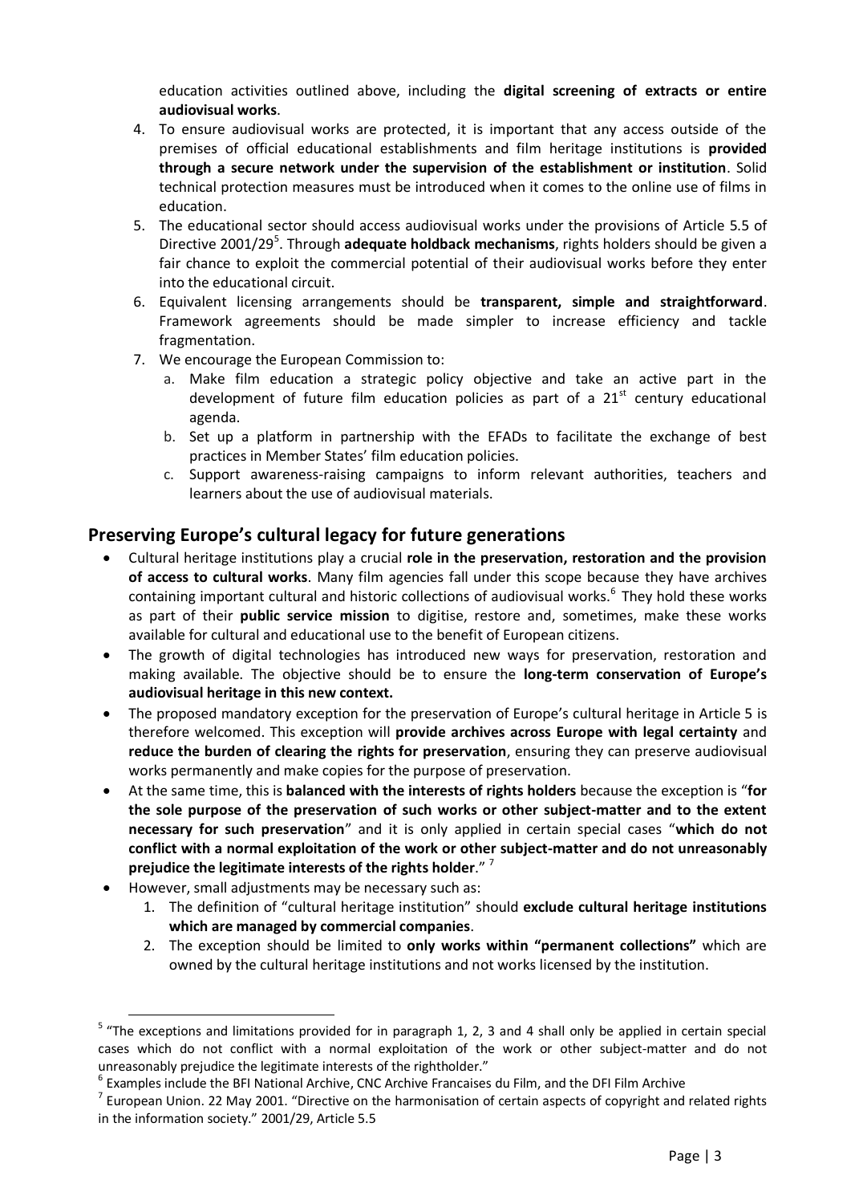education activities outlined above, including the **digital screening of extracts or entire audiovisual works**.

4. To ensure audiovisual works are protected, it is important that any access outside of the premises of official educational establishments and film heritage institutions is **provided through a secure network under the supervision of the establishment or institution**. Solid technical protection measures must be introduced when it comes to the online use of films in education.
5. The educational sector should access audiovisual works under the provisions of Article 5.5 of Directive 2001/29[5]. Through **adequate holdback mechanisms**, rights holders should be given a fair chance to exploit the commercial potential of their audiovisual works before they enter into the educational circuit.
6. Equivalent licensing arrangements should be **transparent, simple and straightforward**. Framework agreements should be made simpler to increase efficiency and tackle fragmentation.
7. We encourage the European Commission to:
   a. Make film education a strategic policy objective and take an active part in the development of future film education policies as part of a 21st century educational agenda.
   b. Set up a platform in partnership with the EFADs to facilitate the exchange of best practices in Member States' film education policies.
   c. Support awareness-raising campaigns to inform relevant authorities, teachers and learners about the use of audiovisual materials.

## Preserving Europe's cultural legacy for future generations

- Cultural heritage institutions play a crucial **role in the preservation, restoration and the provision of access to cultural works**. Many film agencies fall under this scope because they have archives containing important cultural and historic collections of audiovisual works.[6] They hold these works as part of their **public service mission** to digitise, restore and, sometimes, make these works available for cultural and educational use to the benefit of European citizens.
- The growth of digital technologies has introduced new ways for preservation, restoration and making available. The objective should be to ensure the **long-term conservation of Europe's audiovisual heritage in this new context.**
- The proposed mandatory exception for the preservation of Europe's cultural heritage in Article 5 is therefore welcomed. This exception will **provide archives across Europe with legal certainty** and **reduce the burden of clearing the rights for preservation**, ensuring they can preserve audiovisual works permanently and make copies for the purpose of preservation.
- At the same time, this is **balanced with the interests of rights holders** because the exception is "**for the sole purpose of the preservation of such works or other subject-matter and to the extent necessary for such preservation**" and it is only applied in certain special cases "**which do not conflict with a normal exploitation of the work or other subject-matter and do not unreasonably prejudice the legitimate interests of the rights holder**." [7]
- However, small adjustments may be necessary such as:
  1. The definition of "cultural heritage institution" should **exclude cultural heritage institutions which are managed by commercial companies**.
  2. The exception should be limited to **only works within "permanent collections"** which are owned by the cultural heritage institutions and not works licensed by the institution.

---

[5] "The exceptions and limitations provided for in paragraph 1, 2, 3 and 4 shall only be applied in certain special cases which do not conflict with a normal exploitation of the work or other subject-matter and do not unreasonably prejudice the legitimate interests of the rightholder."

[6] Examples include the BFI National Archive, CNC Archive Francaises du Film, and the DFI Film Archive

[7] European Union. 22 May 2001. "Directive on the harmonisation of certain aspects of copyright and related rights in the information society." 2001/29, Article 5.5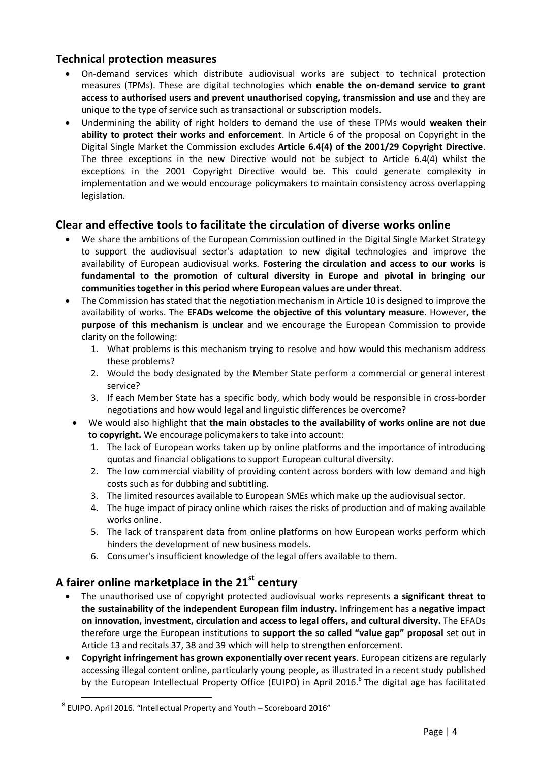## Technical protection measures

- On-demand services which distribute audiovisual works are subject to technical protection measures (TPMs). These are digital technologies which **enable the on-demand service to grant access to authorised users and prevent unauthorised copying, transmission and use** and they are unique to the type of service such as transactional or subscription models.
- Undermining the ability of right holders to demand the use of these TPMs would **weaken their ability to protect their works and enforcement**. In Article 6 of the proposal on Copyright in the Digital Single Market the Commission excludes **Article 6.4(4) of the 2001/29 Copyright Directive**. The three exceptions in the new Directive would not be subject to Article 6.4(4) whilst the exceptions in the 2001 Copyright Directive would be. This could generate complexity in implementation and we would encourage policymakers to maintain consistency across overlapping legislation.

## Clear and effective tools to facilitate the circulation of diverse works online

- We share the ambitions of the European Commission outlined in the Digital Single Market Strategy to support the audiovisual sector's adaptation to new digital technologies and improve the availability of European audiovisual works. **Fostering the circulation and access to our works is fundamental to the promotion of cultural diversity in Europe and pivotal in bringing our communities together in this period where European values are under threat.**
- The Commission has stated that the negotiation mechanism in Article 10 is designed to improve the availability of works. The **EFADs welcome the objective of this voluntary measure**. However, **the purpose of this mechanism is unclear** and we encourage the European Commission to provide clarity on the following:
  1. What problems is this mechanism trying to resolve and how would this mechanism address these problems?
  2. Would the body designated by the Member State perform a commercial or general interest service?
  3. If each Member State has a specific body, which body would be responsible in cross-border negotiations and how would legal and linguistic differences be overcome?
- We would also highlight that **the main obstacles to the availability of works online are not due to copyright.** We encourage policymakers to take into account:
  1. The lack of European works taken up by online platforms and the importance of introducing quotas and financial obligations to support European cultural diversity.
  2. The low commercial viability of providing content across borders with low demand and high costs such as for dubbing and subtitling.
  3. The limited resources available to European SMEs which make up the audiovisual sector.
  4. The huge impact of piracy online which raises the risks of production and of making available works online.
  5. The lack of transparent data from online platforms on how European works perform which hinders the development of new business models.
  6. Consumer's insufficient knowledge of the legal offers available to them.

## A fairer online marketplace in the 21st century

- The unauthorised use of copyright protected audiovisual works represents **a significant threat to the sustainability of the independent European film industry.** Infringement has a **negative impact on innovation, investment, circulation and access to legal offers, and cultural diversity.** The EFADs therefore urge the European institutions to **support the so called "value gap" proposal** set out in Article 13 and recitals 37, 38 and 39 which will help to strengthen enforcement.
- **Copyright infringement has grown exponentially over recent years**. European citizens are regularly accessing illegal content online, particularly young people, as illustrated in a recent study published by the European Intellectual Property Office (EUIPO) in April 2016.[8] The digital age has facilitated

[8] EUIPO. April 2016. "Intellectual Property and Youth – Scoreboard 2016"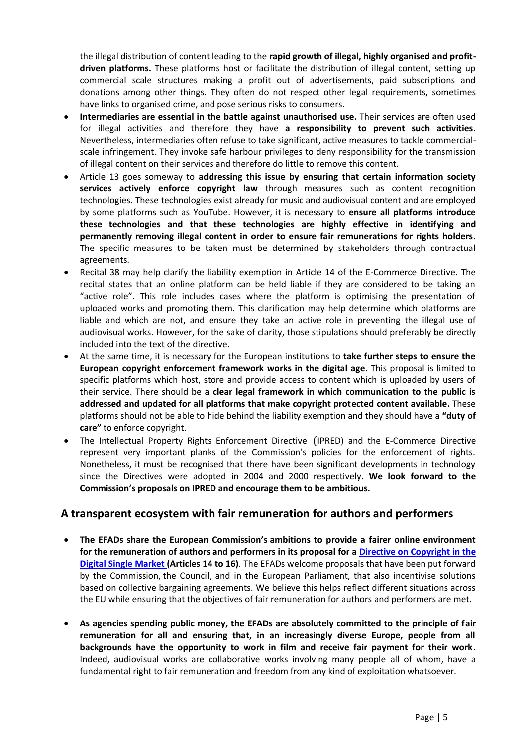the illegal distribution of content leading to the **rapid growth of illegal, highly organised and profit-driven platforms.** These platforms host or facilitate the distribution of illegal content, setting up commercial scale structures making a profit out of advertisements, paid subscriptions and donations among other things. They often do not respect other legal requirements, sometimes have links to organised crime, and pose serious risks to consumers.

- **Intermediaries are essential in the battle against unauthorised use.** Their services are often used for illegal activities and therefore they have **a responsibility to prevent such activities**. Nevertheless, intermediaries often refuse to take significant, active measures to tackle commercial-scale infringement. They invoke safe harbour privileges to deny responsibility for the transmission of illegal content on their services and therefore do little to remove this content.
- Article 13 goes someway to **addressing this issue by ensuring that certain information society services actively enforce copyright law** through measures such as content recognition technologies. These technologies exist already for music and audiovisual content and are employed by some platforms such as YouTube. However, it is necessary to **ensure all platforms introduce these technologies and that these technologies are highly effective in identifying and permanently removing illegal content in order to ensure fair remunerations for rights holders.** The specific measures to be taken must be determined by stakeholders through contractual agreements.
- Recital 38 may help clarify the liability exemption in Article 14 of the E-Commerce Directive. The recital states that an online platform can be held liable if they are considered to be taking an "active role". This role includes cases where the platform is optimising the presentation of uploaded works and promoting them. This clarification may help determine which platforms are liable and which are not, and ensure they take an active role in preventing the illegal use of audiovisual works. However, for the sake of clarity, those stipulations should preferably be directly included into the text of the directive.
- At the same time, it is necessary for the European institutions to **take further steps to ensure the European copyright enforcement framework works in the digital age.** This proposal is limited to specific platforms which host, store and provide access to content which is uploaded by users of their service. There should be a **clear legal framework in which communication to the public is addressed and updated for all platforms that make copyright protected content available.** These platforms should not be able to hide behind the liability exemption and they should have a **"duty of care"** to enforce copyright.
- The Intellectual Property Rights Enforcement Directive (IPRED) and the E-Commerce Directive represent very important planks of the Commission's policies for the enforcement of rights. Nonetheless, it must be recognised that there have been significant developments in technology since the Directives were adopted in 2004 and 2000 respectively. **We look forward to the Commission's proposals on IPRED and encourage them to be ambitious.**

## A transparent ecosystem with fair remuneration for authors and performers

- **The EFADs share the European Commission's ambitions to provide a fairer online environment for the remuneration of authors and performers in its proposal for a [Directive on Copyright in the Digital Single Market](#) (Articles 14 to 16)**. The EFADs welcome proposals that have been put forward by the Commission, the Council, and in the European Parliament, that also incentivise solutions based on collective bargaining agreements. We believe this helps reflect different situations across the EU while ensuring that the objectives of fair remuneration for authors and performers are met.
- **As agencies spending public money, the EFADs are absolutely committed to the principle of fair remuneration for all and ensuring that, in an increasingly diverse Europe, people from all backgrounds have the opportunity to work in film and receive fair payment for their work**. Indeed, audiovisual works are collaborative works involving many people all of whom, have a fundamental right to fair remuneration and freedom from any kind of exploitation whatsoever.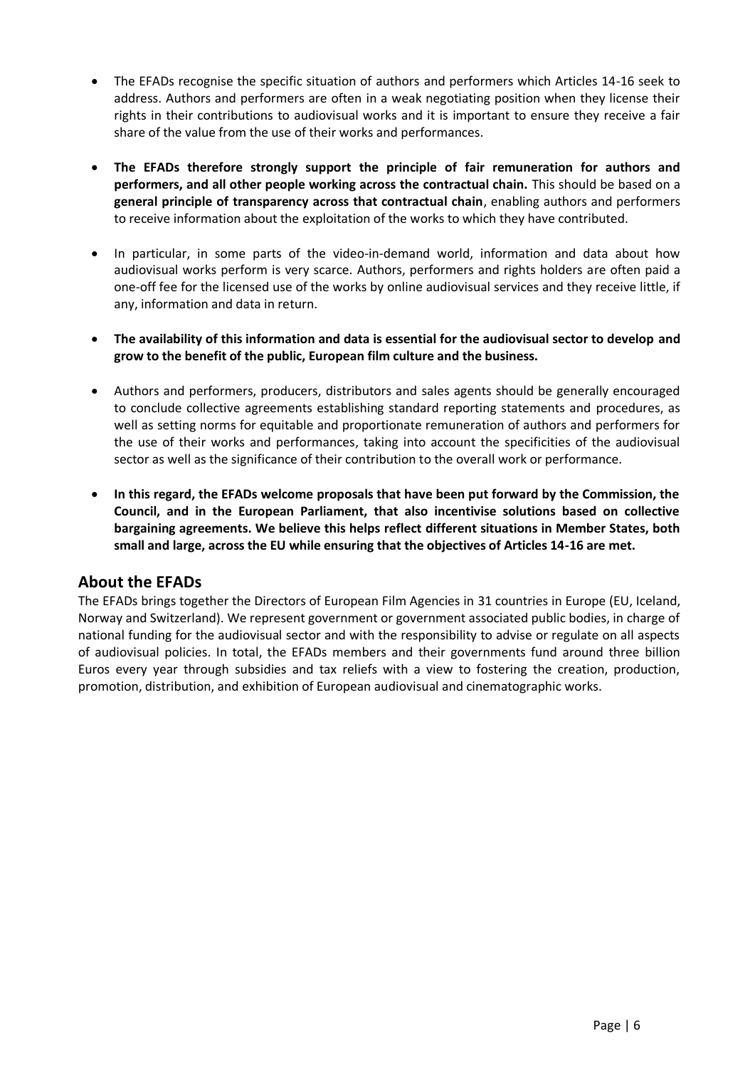- The EFADs recognise the specific situation of authors and performers which Articles 14-16 seek to address. Authors and performers are often in a weak negotiating position when they license their rights in their contributions to audiovisual works and it is important to ensure they receive a fair share of the value from the use of their works and performances.

- **The EFADs therefore strongly support the principle of fair remuneration for authors and performers, and all other people working across the contractual chain.** This should be based on a **general principle of transparency across that contractual chain**, enabling authors and performers to receive information about the exploitation of the works to which they have contributed.

- In particular, in some parts of the video-in-demand world, information and data about how audiovisual works perform is very scarce. Authors, performers and rights holders are often paid a one-off fee for the licensed use of the works by online audiovisual services and they receive little, if any, information and data in return.

- **The availability of this information and data is essential for the audiovisual sector to develop and grow to the benefit of the public, European film culture and the business.**

- Authors and performers, producers, distributors and sales agents should be generally encouraged to conclude collective agreements establishing standard reporting statements and procedures, as well as setting norms for equitable and proportionate remuneration of authors and performers for the use of their works and performances, taking into account the specificities of the audiovisual sector as well as the significance of their contribution to the overall work or performance.

- **In this regard, the EFADs welcome proposals that have been put forward by the Commission, the Council, and in the European Parliament, that also incentivise solutions based on collective bargaining agreements. We believe this helps reflect different situations in Member States, both small and large, across the EU while ensuring that the objectives of Articles 14-16 are met.**

## About the EFADs

The EFADs brings together the Directors of European Film Agencies in 31 countries in Europe (EU, Iceland, Norway and Switzerland). We represent government or government associated public bodies, in charge of national funding for the audiovisual sector and with the responsibility to advise or regulate on all aspects of audiovisual policies. In total, the EFADs members and their governments fund around three billion Euros every year through subsidies and tax reliefs with a view to fostering the creation, production, promotion, distribution, and exhibition of European audiovisual and cinematographic works.